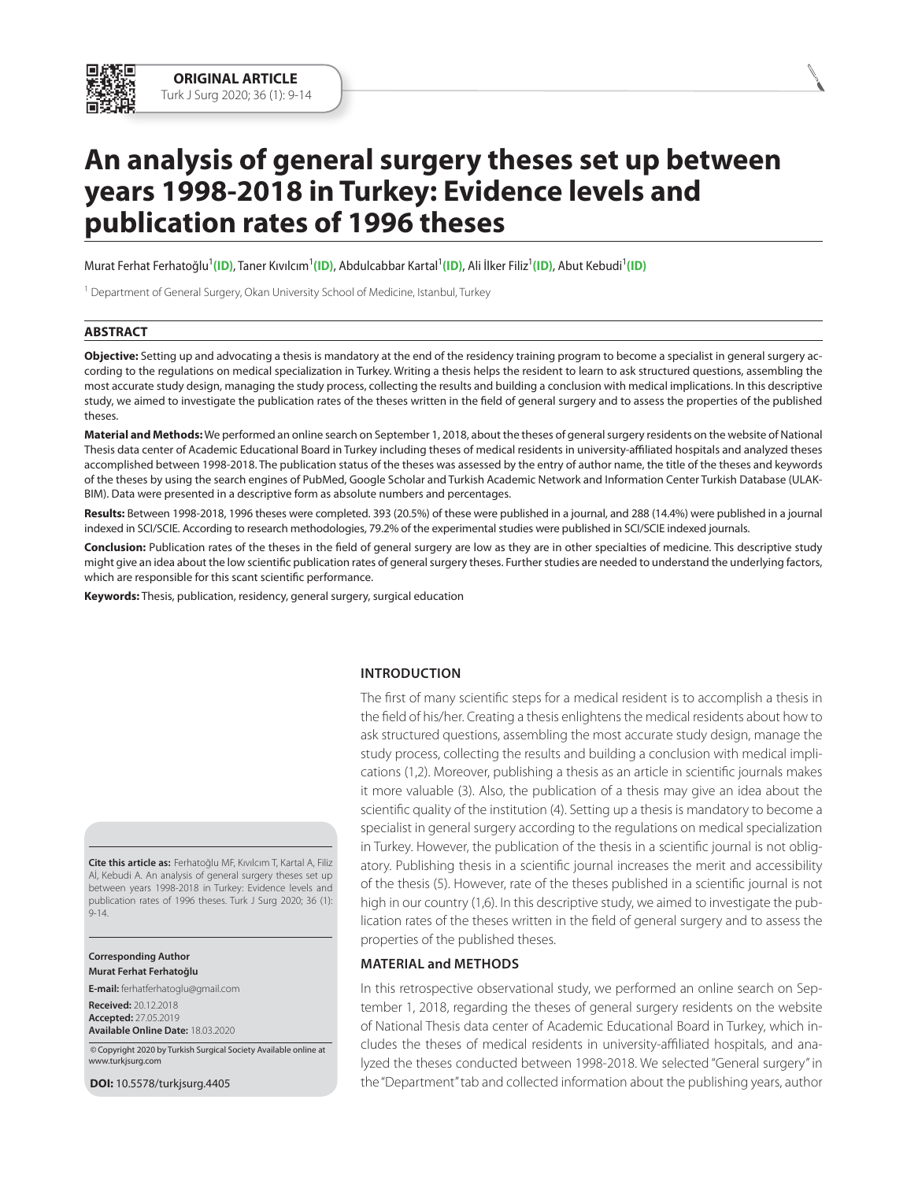**ORIGINAL ARTICLE**

# An analysis of general surgery theses set up between years 1998-2018 in Turkey: Evidence levels and publication rates of 1996 theses

Murat Ferhat Ferhatoğlu[1](ID), Taner Kıvılcım[1](ID), Abdulcabbar Kartal[1](ID), Ali İlker Filiz[1](ID), Abut Kebudi[1](ID)

[1] Department of General Surgery, Okan University School of Medicine, Istanbul, Turkey

## ABSTRACT

**Objective:** Setting up and advocating a thesis is mandatory at the end of the residency training program to become a specialist in general surgery according to the regulations on medical specialization in Turkey. Writing a thesis helps the resident to learn to ask structured questions, assembling the most accurate study design, managing the study process, collecting the results and building a conclusion with medical implications. In this descriptive study, we aimed to investigate the publication rates of the theses written in the field of general surgery and to assess the properties of the published theses.

**Material and Methods:** We performed an online search on September 1, 2018, about the theses of general surgery residents on the website of National Thesis data center of Academic Educational Board in Turkey including theses of medical residents in university-affiliated hospitals and analyzed theses accomplished between 1998-2018. The publication status of the theses was assessed by the entry of author name, the title of the theses and keywords of the theses by using the search engines of PubMed, Google Scholar and Turkish Academic Network and Information Center Turkish Database (ULAKBIM). Data were presented in a descriptive form as absolute numbers and percentages.

**Results:** Between 1998-2018, 1996 theses were completed. 393 (20.5%) of these were published in a journal, and 288 (14.4%) were published in a journal indexed in SCI/SCIE. According to research methodologies, 79.2% of the experimental studies were published in SCI/SCIE indexed journals.

**Conclusion:** Publication rates of the theses in the field of general surgery are low as they are in other specialties of medicine. This descriptive study might give an idea about the low scientific publication rates of general surgery theses. Further studies are needed to understand the underlying factors, which are responsible for this scant scientific performance.

**Keywords:** Thesis, publication, residency, general surgery, surgical education

## INTRODUCTION

The first of many scientific steps for a medical resident is to accomplish a thesis in the field of his/her. Creating a thesis enlightens the medical residents about how to ask structured questions, assembling the most accurate study design, manage the study process, collecting the results and building a conclusion with medical implications (1,2). Moreover, publishing a thesis as an article in scientific journals makes it more valuable (3). Also, the publication of a thesis may give an idea about the scientific quality of the institution (4). Setting up a thesis is mandatory to become a specialist in general surgery according to the regulations on medical specialization in Turkey. However, the publication of the thesis in a scientific journal is not obligatory. Publishing thesis in a scientific journal increases the merit and accessibility of the thesis (5). However, rate of the theses published in a scientific journal is not high in our country (1,6). In this descriptive study, we aimed to investigate the publication rates of the theses written in the field of general surgery and to assess the properties of the published theses.

## MATERIAL and METHODS

In this retrospective observational study, we performed an online search on September 1, 2018, regarding the theses of general surgery residents on the website of National Thesis data center of Academic Educational Board in Turkey, which includes the theses of medical residents in university-affiliated hospitals, and analyzed the theses conducted between 1998-2018. We selected "General surgery" in the "Department" tab and collected information about the publishing years, author

**Cite this article as:** Ferhatoğlu MF, Kıvılcım T, Kartal A, Filiz AI, Kebudi A. An analysis of general surgery theses set up between years 1998-2018 in Turkey: Evidence levels and publication rates of 1996 theses. Turk J Surg 2020; 36 (1): 9-14.

**Corresponding Author**
**Murat Ferhat Ferhatoğlu**

**E-mail:** ferhatferhatoglu@gmail.com

**Received:** 20.12.2018
**Accepted:** 27.05.2019
**Available Online Date:** 18.03.2020

© Copyright 2020 by Turkish Surgical Society Available online at www.turkjsurg.com

**DOI:** 10.5578/turkjsurg.4405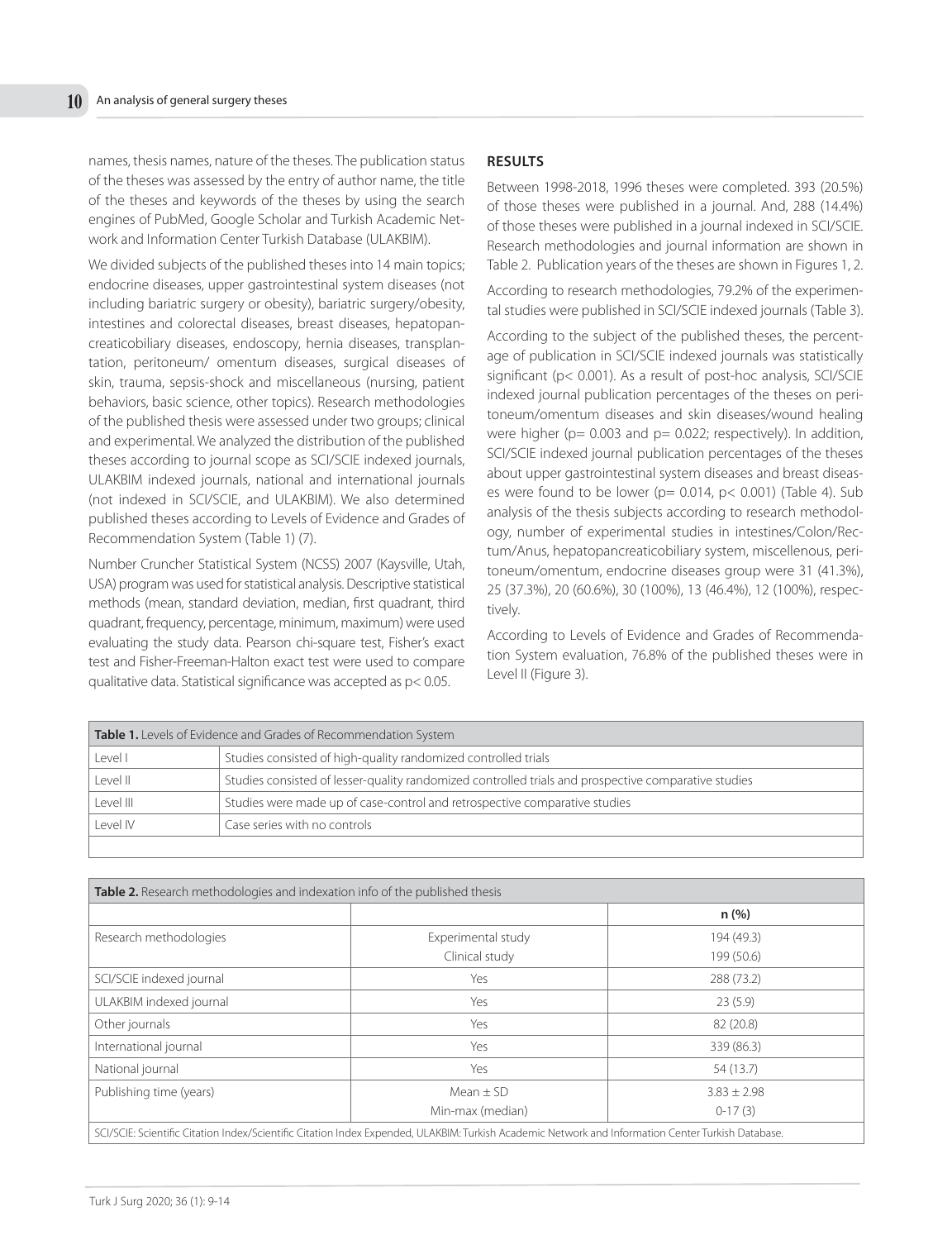names, thesis names, nature of the theses. The publication status of the theses was assessed by the entry of author name, the title of the theses and keywords of the theses by using the search engines of PubMed, Google Scholar and Turkish Academic Network and Information Center Turkish Database (ULAKBIM).

We divided subjects of the published theses into 14 main topics; endocrine diseases, upper gastrointestinal system diseases (not including bariatric surgery or obesity), bariatric surgery/obesity, intestines and colorectal diseases, breast diseases, hepatopancreaticobiliary diseases, endoscopy, hernia diseases, transplantation, peritoneum/ omentum diseases, surgical diseases of skin, trauma, sepsis-shock and miscellaneous (nursing, patient behaviors, basic science, other topics). Research methodologies of the published thesis were assessed under two groups; clinical and experimental. We analyzed the distribution of the published theses according to journal scope as SCI/SCIE indexed journals, ULAKBIM indexed journals, national and international journals (not indexed in SCI/SCIE, and ULAKBIM). We also determined published theses according to Levels of Evidence and Grades of Recommendation System (Table 1) (7).

Number Cruncher Statistical System (NCSS) 2007 (Kaysville, Utah, USA) program was used for statistical analysis. Descriptive statistical methods (mean, standard deviation, median, first quadrant, third quadrant, frequency, percentage, minimum, maximum) were used evaluating the study data. Pearson chi-square test, Fisher's exact test and Fisher-Freeman-Halton exact test were used to compare qualitative data. Statistical significance was accepted as $p< 0.05$.

## RESULTS

Between 1998-2018, 1996 theses were completed. 393 (20.5%) of those theses were published in a journal. And, 288 (14.4%) of those theses were published in a journal indexed in SCI/SCIE. Research methodologies and journal information are shown in Table 2. Publication years of the theses are shown in Figures 1, 2.

According to research methodologies, 79.2% of the experimental studies were published in SCI/SCIE indexed journals (Table 3).

According to the subject of the published theses, the percentage of publication in SCI/SCIE indexed journals was statistically significant ($p< 0.001$). As a result of post-hoc analysis, SCI/SCIE indexed journal publication percentages of the theses on peritoneum/omentum diseases and skin diseases/wound healing were higher ($p= 0.003$ and $p= 0.022$; respectively). In addition, SCI/SCIE indexed journal publication percentages of the theses about upper gastrointestinal system diseases and breast diseases were found to be lower ($p= 0.014$, $p< 0.001$) (Table 4). Sub analysis of the thesis subjects according to research methodology, number of experimental studies in intestines/Colon/Rectum/Anus, hepatopancreaticobiliary system, miscellenous, peritoneum/omentum, endocrine diseases group were 31 (41.3%), 25 (37.3%), 20 (60.6%), 30 (100%), 13 (46.4%), 12 (100%), respectively.

According to Levels of Evidence and Grades of Recommendation System evaluation, 76.8% of the published theses were in Level II (Figure 3).

**Table 1.** Levels of Evidence and Grades of Recommendation System

| Level | Description |
|---|---|
| Level I | Studies consisted of high-quality randomized controlled trials |
| Level II | Studies consisted of lesser-quality randomized controlled trials and prospective comparative studies |
| Level III | Studies were made up of case-control and retrospective comparative studies |
| Level IV | Case series with no controls |

**Table 2.** Research methodologies and indexation info of the published thesis

| | | n (%) |
|---|---|---|
| Research methodologies | Experimental study | 194 (49.3) |
| | Clinical study | 199 (50.6) |
| SCI/SCIE indexed journal | Yes | 288 (73.2) |
| ULAKBIM indexed journal | Yes | 23 (5.9) |
| Other journals | Yes | 82 (20.8) |
| International journal | Yes | 339 (86.3) |
| National journal | Yes | 54 (13.7) |
| Publishing time (years) | Mean ± SD | 3.83 ± 2.98 |
| | Min-max (median) | 0-17 (3) |

SCI/SCIE: Scientific Citation Index/Scientific Citation Index Expended, ULAKBIM: Turkish Academic Network and Information Center Turkish Database.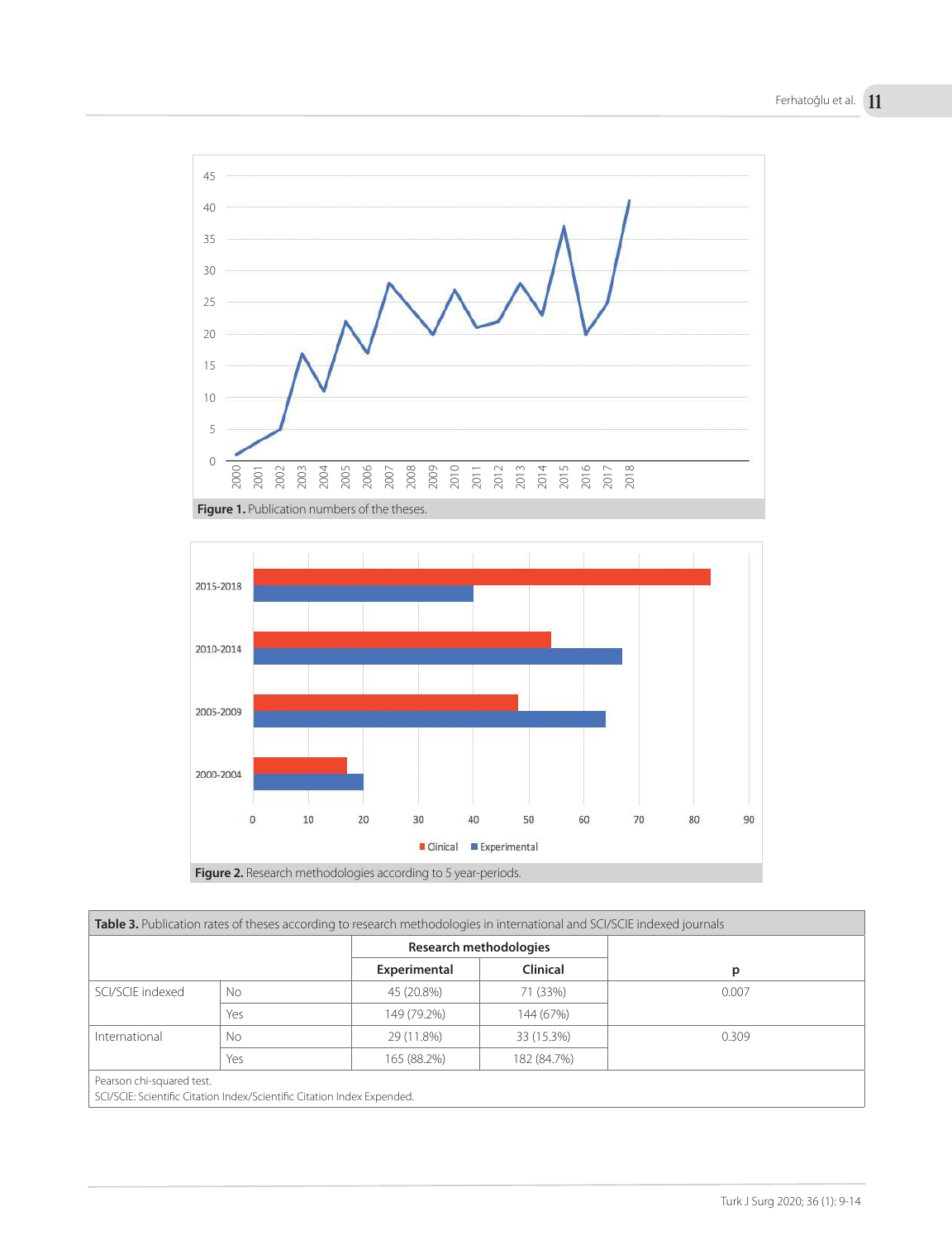Figure 1. Publication numbers of the theses.

Figure 2. Research methodologies according to 5 year-periods.

**Table 3.** Publication rates of theses according to research methodologies in international and SCI/SCIE indexed journals

| | | Research methodologies | | |
|---|---|---|---|---|
| | | Experimental | Clinical | p |
| SCI/SCIE indexed | No | 45 (20.8%) | 71 (33%) | 0.007 |
| | Yes | 149 (79.2%) | 144 (67%) | |
| International | No | 29 (11.8%) | 33 (15.3%) | 0.309 |
| | Yes | 165 (88.2%) | 182 (84.7%) | |

Pearson chi-squared test.
SCI/SCIE: Scientific Citation Index/Scientific Citation Index Expended.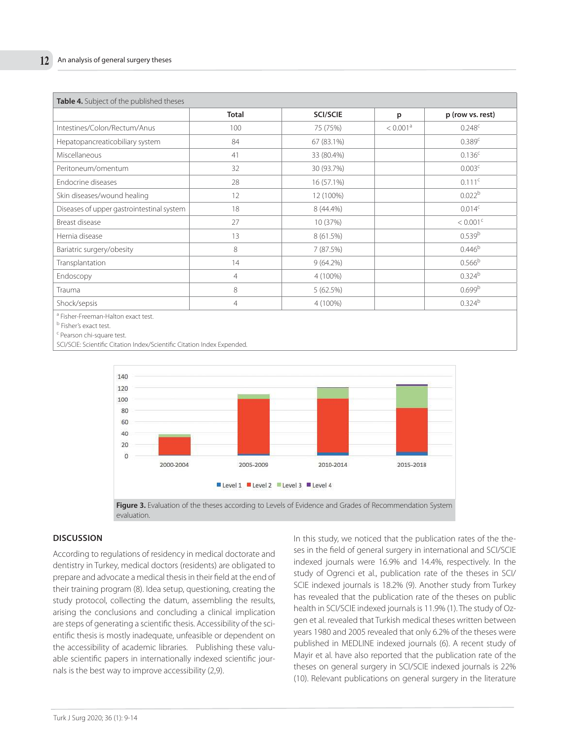**Table 4.** Subject of the published theses

| | Total | SCI/SCIE | p | p (row vs. rest) |
|---|---|---|---|---|
| Intestines/Colon/Rectum/Anus | 100 | 75 (75%) | < 0.001[a] | 0.248[c] |
| Hepatopancreaticobiliary system | 84 | 67 (83.1%) | | 0.389[c] |
| Miscellaneous | 41 | 33 (80.4%) | | 0.136[c] |
| Peritoneum/omentum | 32 | 30 (93.7%) | | 0.003[c] |
| Endocrine diseases | 28 | 16 (57.1%) | | 0.111[c] |
| Skin diseases/wound healing | 12 | 12 (100%) | | 0.022[b] |
| Diseases of upper gastrointestinal system | 18 | 8 (44.4%) | | 0.014[c] |
| Breast disease | 27 | 10 (37%) | | < 0.001[c] |
| Hernia disease | 13 | 8 (61.5%) | | 0.539[b] |
| Bariatric surgery/obesity | 8 | 7 (87.5%) | | 0.446[b] |
| Transplantation | 14 | 9 (64.2%) | | 0.566[b] |
| Endoscopy | 4 | 4 (100%) | | 0.324[b] |
| Trauma | 8 | 5 (62.5%) | | 0.699[b] |
| Shock/sepsis | 4 | 4 (100%) | | 0.324[b] |

[a] Fisher-Freeman-Halton exact test.
[b] Fisher's exact test.
[c] Pearson chi-square test.
SCI/SCIE: Scientific Citation Index/Scientific Citation Index Expended.

**Figure 3.** Evaluation of the theses according to Levels of Evidence and Grades of Recommendation System evaluation.

## DISCUSSION

According to regulations of residency in medical doctorate and dentistry in Turkey, medical doctors (residents) are obligated to prepare and advocate a medical thesis in their field at the end of their training program (8). Idea setup, questioning, creating the study protocol, collecting the datum, assembling the results, arising the conclusions and concluding a clinical implication are steps of generating a scientific thesis. Accessibility of the scientific thesis is mostly inadequate, unfeasible or dependent on the accessibility of academic libraries. Publishing these valuable scientific papers in internationally indexed scientific journals is the best way to improve accessibility (2,9).

In this study, we noticed that the publication rates of the theses in the field of general surgery in international and SCI/SCIE indexed journals were 16.9% and 14.4%, respectively. In the study of Ogrenci et al., publication rate of the theses in SCI/SCIE indexed journals is 18.2% (9). Another study from Turkey has revealed that the publication rate of the theses on public health in SCI/SCIE indexed journals is 11.9% (1). The study of Ozgen et al. revealed that Turkish medical theses written between years 1980 and 2005 revealed that only 6.2% of the theses were published in MEDLINE indexed journals (6). A recent study of Mayir et al. have also reported that the publication rate of the theses on general surgery in SCI/SCIE indexed journals is 22% (10). Relevant publications on general surgery in the literature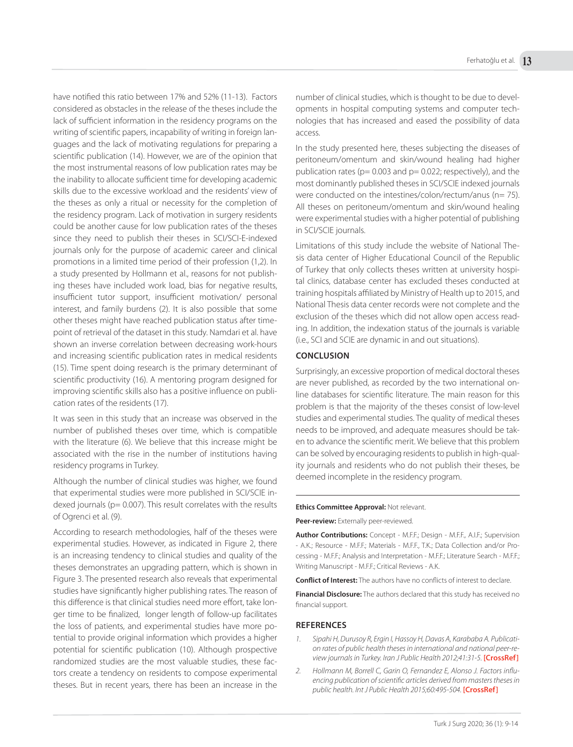have notified this ratio between 17% and 52% (11-13). Factors considered as obstacles in the release of the theses include the lack of sufficient information in the residency programs on the writing of scientific papers, incapability of writing in foreign languages and the lack of motivating regulations for preparing a scientific publication (14). However, we are of the opinion that the most instrumental reasons of low publication rates may be the inability to allocate sufficient time for developing academic skills due to the excessive workload and the residents' view of the theses as only a ritual or necessity for the completion of the residency program. Lack of motivation in surgery residents could be another cause for low publication rates of the theses since they need to publish their theses in SCI/SCI-E-indexed journals only for the purpose of academic career and clinical promotions in a limited time period of their profession (1,2). In a study presented by Hollmann et al., reasons for not publishing theses have included work load, bias for negative results, insufficient tutor support, insufficient motivation/ personal interest, and family burdens (2). It is also possible that some other theses might have reached publication status after timepoint of retrieval of the dataset in this study. Namdari et al. have shown an inverse correlation between decreasing work-hours and increasing scientific publication rates in medical residents (15). Time spent doing research is the primary determinant of scientific productivity (16). A mentoring program designed for improving scientific skills also has a positive influence on publication rates of the residents (17).

It was seen in this study that an increase was observed in the number of published theses over time, which is compatible with the literature (6). We believe that this increase might be associated with the rise in the number of institutions having residency programs in Turkey.

Although the number of clinical studies was higher, we found that experimental studies were more published in SCI/SCIE indexed journals ($p= 0.007$). This result correlates with the results of Ogrenci et al. (9).

According to research methodologies, half of the theses were experimental studies. However, as indicated in Figure 2, there is an increasing tendency to clinical studies and quality of the theses demonstrates an upgrading pattern, which is shown in Figure 3. The presented research also reveals that experimental studies have significantly higher publishing rates. The reason of this difference is that clinical studies need more effort, take longer time to be finalized, longer length of follow-up facilitates the loss of patients, and experimental studies have more potential to provide original information which provides a higher potential for scientific publication (10). Although prospective randomized studies are the most valuable studies, these factors create a tendency on residents to compose experimental theses. But in recent years, there has been an increase in the number of clinical studies, which is thought to be due to developments in hospital computing systems and computer technologies that has increased and eased the possibility of data access.

In the study presented here, theses subjecting the diseases of peritoneum/omentum and skin/wound healing had higher publication rates ($p= 0.003$ and $p= 0.022$; respectively), and the most dominantly published theses in SCI/SCIE indexed journals were conducted on the intestines/colon/rectum/anus ($n= 75$). All theses on peritoneum/omentum and skin/wound healing were experimental studies with a higher potential of publishing in SCI/SCIE journals.

Limitations of this study include the website of National Thesis data center of Higher Educational Council of the Republic of Turkey that only collects theses written at university hospital clinics, database center has excluded theses conducted at training hospitals affiliated by Ministry of Health up to 2015, and National Thesis data center records were not complete and the exclusion of the theses which did not allow open access reading. In addition, the indexation status of the journals is variable (i.e., SCI and SCIE are dynamic in and out situations).

## CONCLUSION

Surprisingly, an excessive proportion of medical doctoral theses are never published, as recorded by the two international online databases for scientific literature. The main reason for this problem is that the majority of the theses consist of low-level studies and experimental studies. The quality of medical theses needs to be improved, and adequate measures should be taken to advance the scientific merit. We believe that this problem can be solved by encouraging residents to publish in high-quality journals and residents who do not publish their theses, be deemed incomplete in the residency program.

---

**Ethics Committee Approval:** Not relevant.

**Peer-review:** Externally peer-reviewed.

**Author Contributions:** Concept - M.F.F.; Design - M.F.F., A.I.F.; Supervision - A.K.; Resource - M.F.F.; Materials - M.F.F., T.K.; Data Collection and/or Processing - M.F.F.; Analysis and Interpretation - M.F.F.; Literature Search - M.F.F.; Writing Manuscript - M.F.F.; Critical Reviews - A.K.

**Conflict of Interest:** The authors have no conflicts of interest to declare.

**Financial Disclosure:** The authors declared that this study has received no financial support.

## REFERENCES

1. *Sipahi H, Durusoy R, Ergin I, Hassoy H, Davas A, Karababa A. Publication rates of public health theses in international and national peer-review journals in Turkey. Iran J Public Health 2012;41:31-5.* **[CrossRef]**
2. *Hollmann M, Borrell C, Garin O, Fernandez E, Alonso J. Factors influencing publication of scientific articles derived from masters theses in public health. Int J Public Health 2015;60:495-504.* **[CrossRef]**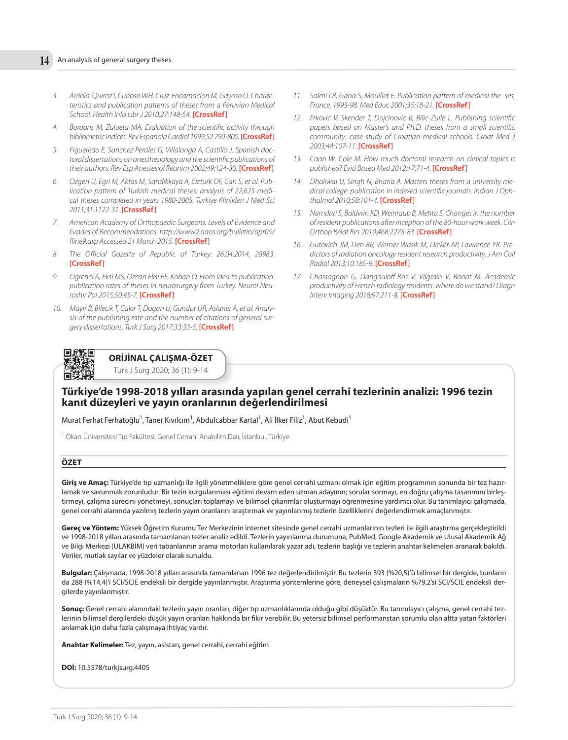3. Arriola-Quiroz I, Curioso WH, Cruz-Encarnacion M, Gayoso O. Characteristics and publication patterns of theses from a Peruvian Medical School. Health Info Libr J 2010;27:148-54. [CrossRef]
4. Bordons M, Zulueta MA. Evaluation of the scientific activity through bibliometric indices. Rev Espanola Cardiol 1999;52:790-800. [CrossRef]
5. Figueredo E, Sanchez Perales G, Villalonga A, Castillo J. Spanish doctoral dissertations on anesthesiology and the scientific publications of their authors. Rev Esp Anestesiol Reanim 2002;49:124-30. [CrossRef]
6. Ozgen U, Egri M, Aktas M, Sandıkkaya A, Ozturk OF, Can S, et al. Publication pattern of Turkish medical theses: analysis of 22,625 medical theses completed in years 1980-2005. Turkiye Klinikleri J Med Sci 2011;31:1122-31. [CrossRef]
7. American Academy of Orthopaedic Surgeons. Levels of Evidence and Grades of Recommendations. http://www2.aaos.org/bulletin/apr05/fline9.asp Accessed 21 March 2015. [CrossRef]
8. The Official Gazette of Republic of Turkey: 26.04.2014, 28983. [CrossRef]
9. Ogrenci A, Eksi MS, Ozcan Eksi EE, Koban O. From idea to publication: publication rates of theses in neurosurgery from Turkey. Neurol Neurochir Pol 2015;50:45-7. [CrossRef]
10. Mayir B, Bilecik T, Cakır T, Dogan U, Gundur UR, Aslaner A, et al. Analysis of the publishing rate and the number of citations of general surgery dissertations. Turk J Surg 2017;33:33-5. [CrossRef]
11. Salmi LR, Gana S, Mouillet E. Publication pattern of medical the- ses, France, 1993-98. Med Educ 2001;35:18-21. [CrossRef]
12. Frkovic V, Skender T, Dojcinovic B, Bilic-Zulle L. Publishing scientific papers based on Master's and Ph.D. theses from a small scientific community: case study of Croatian medical schools. Croat Med J 2003;44:107-11. [CrossRef]
13. Caan W, Cole M. How much doctoral research on clinical topics is published? Evid Based Med 2012;17:71-4. [CrossRef]
14. Dhaliwal U, Singh N, Bhatia A. Masters theses from a university medical college: publication in indexed scientific journals. Indian J Ophthalmol 2010;58:101-4. [CrossRef]
15. Namdari S, Baldwin KD, Weinraub B, Mehta S. Changes in the number of resident publications after inception of the 80-hour work week. Clin Orthop Relat Res 2010;468:2278-83. [CrossRef]
16. Gutovich JM, Den RB, Werner-Wasik M, Dicker AP, Lawrence YR. Predictors of radiation oncology resident research productivity. J Am Coll Radiol 2013;10:185-9. [CrossRef]
17. Chassagnon G, Dangouloff-Ros V, Vilgrain V, Ronot M. Academic productivity of French radiology residents: where do we stand? Diagn Interv Imaging 2016;97:211-8. [CrossRef]

**ORİJİNAL ÇALIŞMA-ÖZET**

Turk J Surg 2020; 36 (1): 9-14

# Türkiye'de 1998-2018 yılları arasında yapılan genel cerrahi tezlerinin analizi: 1996 tezin kanıt düzeyleri ve yayın oranlarının değerlendirilmesi

Murat Ferhat Ferhatoğlu[1], Taner Kıvılcım[1], Abdulcabbar Kartal[1], Ali İlker Filiz[1], Abut Kebudi[1]

[1] Okan Üniversitesi Tıp Fakültesi, Genel Cerrahi Anabilim Dalı, İstanbul, Türkiye

## ÖZET

**Giriş ve Amaç:** Türkiye'de tıp uzmanlığı ile ilgili yönetmeliklere göre genel cerrahi uzmanı olmak için eğitim programının sonunda bir tez hazırlamak ve savunmak zorunludur. Bir tezin kurgulanması eğitimi devam eden uzman adayının; sorular sormayı, en doğru çalışma tasarımını birleştirmeyi, çalışma sürecini yönetmeyi, sonuçları toplamayı ve bilimsel çıkarımlar oluşturmayı öğrenmesine yardımcı olur. Bu tanımlayıcı çalışmada, genel cerrahi alanında yazılmış tezlerin yayın oranlarını araştırmak ve yayınlanmış tezlerin özelliklerini değerlendirmek amaçlanmıştır.

**Gereç ve Yöntem:** Yüksek Öğretim Kurumu Tez Merkezinin internet sitesinde genel cerrahi uzmanlarının tezleri ile ilgili araştırma gerçekleştirildi ve 1998-2018 yılları arasında tamamlanan tezler analiz edildi. Tezlerin yayınlanma durumuna, PubMed, Google Akademik ve Ulusal Akademik Ağ ve Bilgi Merkezi (ULAKBİM) veri tabanlarının arama motorları kullanılarak yazar adı, tezlerin başlığı ve tezlerin anahtar kelimeleri aranarak bakıldı. Veriler, mutlak sayılar ve yüzdeler olarak sunuldu.

**Bulgular:** Çalışmada, 1998-2018 yılları arasında tamamlanan 1996 tez değerlendirilmiştir. Bu tezlerin 393 (%20,5)'ü bilimsel bir dergide, bunların da 288 (%14,4)'i SCI/SCIE endeksli bir dergide yayınlanmıştır. Araştırma yöntemlerine göre, deneysel çalışmaların %79,2'si SCI/SCIE endeksli dergilerde yayınlanmıştır.

**Sonuç:** Genel cerrahi alanındaki tezlerin yayın oranları, diğer tıp uzmanlıklarında olduğu gibi düşüktür. Bu tanımlayıcı çalışma, genel cerrahi tezlerinin bilimsel dergilerdeki düşük yayın oranları hakkında bir fikir verebilir. Bu yetersiz bilimsel performanstan sorumlu olan altta yatan faktörleri anlamak için daha fazla çalışmaya ihtiyaç vardır.

**Anahtar Kelimeler:** Tez, yayın, asistan, genel cerrahi, cerrahi eğitim

**DOİ:** 10.5578/turkjsurg.4405